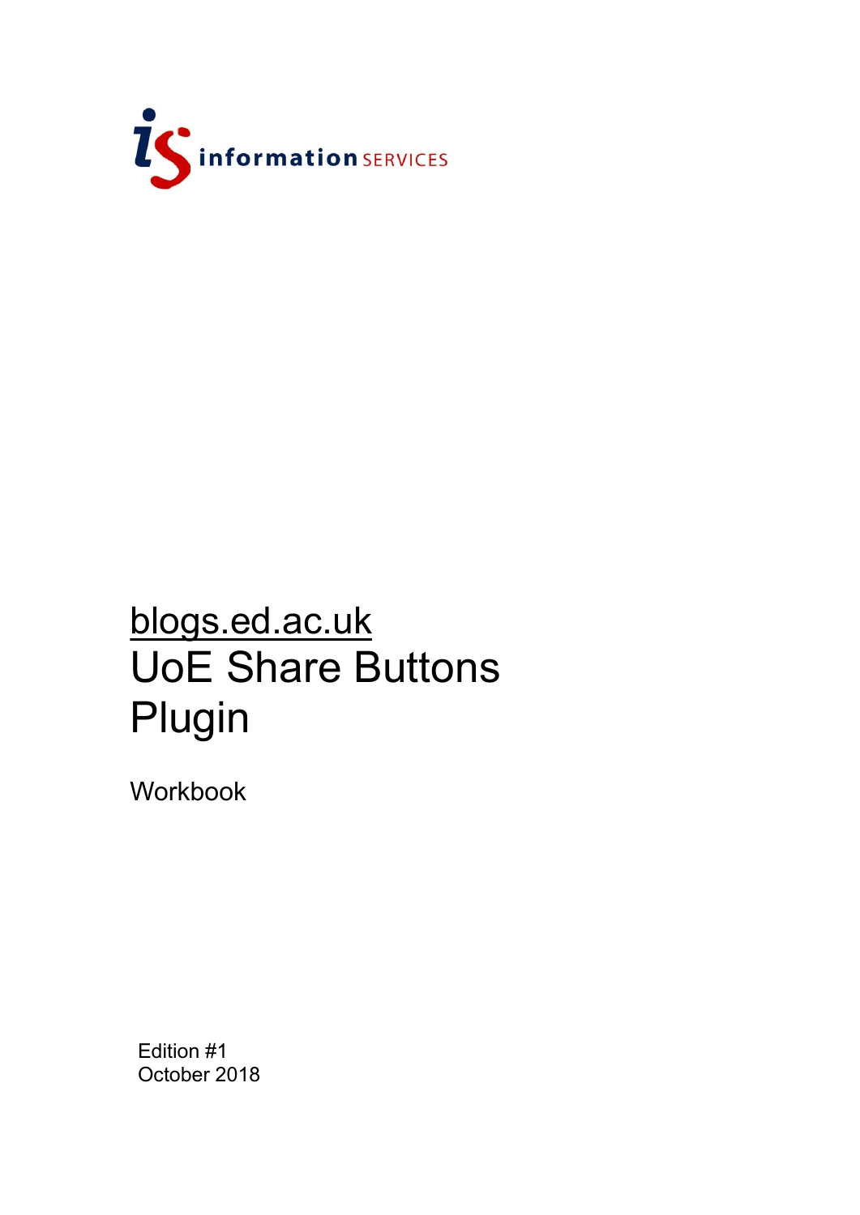information SERVICES

# blogs.ed.ac.uk
# UoE Share Buttons Plugin

Workbook

Edition #1
October 2018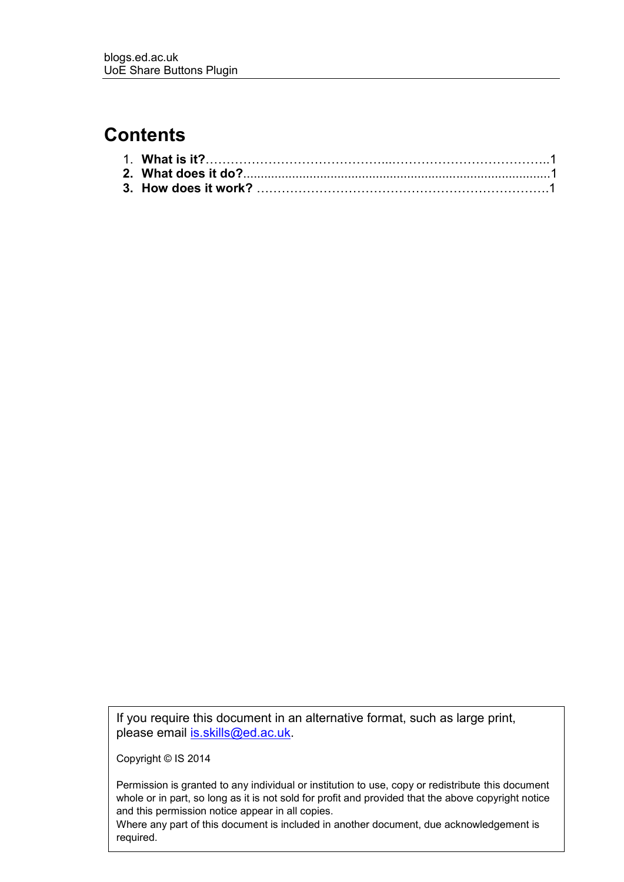# Contents

1. **What is it?**……………………………………..………………………………..1
2. **What does it do?**.......................................................................................1
3. **How does it work?** ………………………………………………………………1

If you require this document in an alternative format, such as large print, please email [is.skills@ed.ac.uk](mailto:is.skills@ed.ac.uk).

Copyright © IS 2014

Permission is granted to any individual or institution to use, copy or redistribute this document whole or in part, so long as it is not sold for profit and provided that the above copyright notice and this permission notice appear in all copies.
Where any part of this document is included in another document, due acknowledgement is required.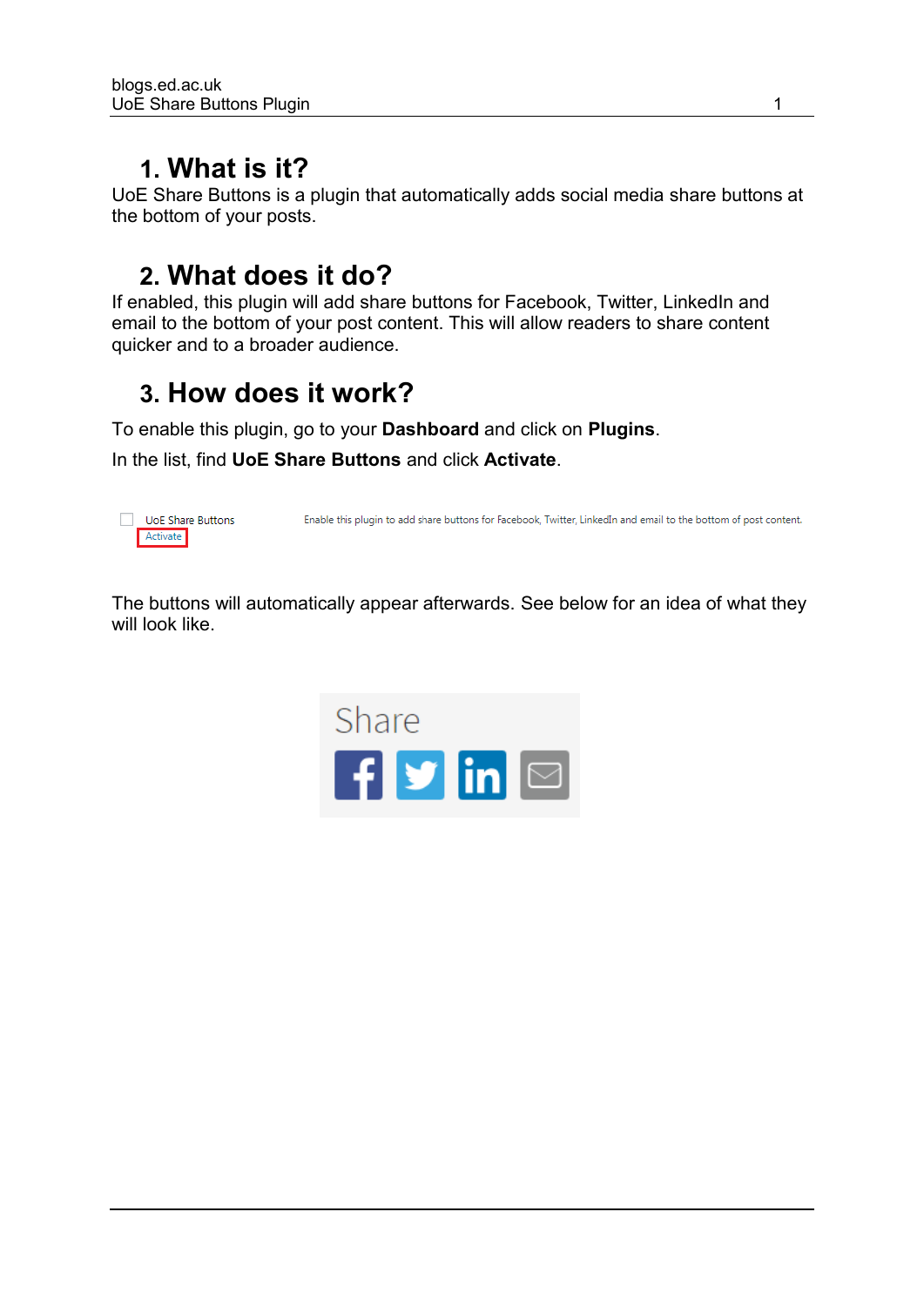# 1. What is it?

UoE Share Buttons is a plugin that automatically adds social media share buttons at the bottom of your posts.

# 2. What does it do?

If enabled, this plugin will add share buttons for Facebook, Twitter, LinkedIn and email to the bottom of your post content. This will allow readers to share content quicker and to a broader audience.

# 3. How does it work?

To enable this plugin, go to your **Dashboard** and click on **Plugins**.

In the list, find **UoE Share Buttons** and click **Activate**.

UoE Share Buttons
Activate

Enable this plugin to add share buttons for Facebook, Twitter, LinkedIn and email to the bottom of post content.

The buttons will automatically appear afterwards. See below for an idea of what they will look like.

Share